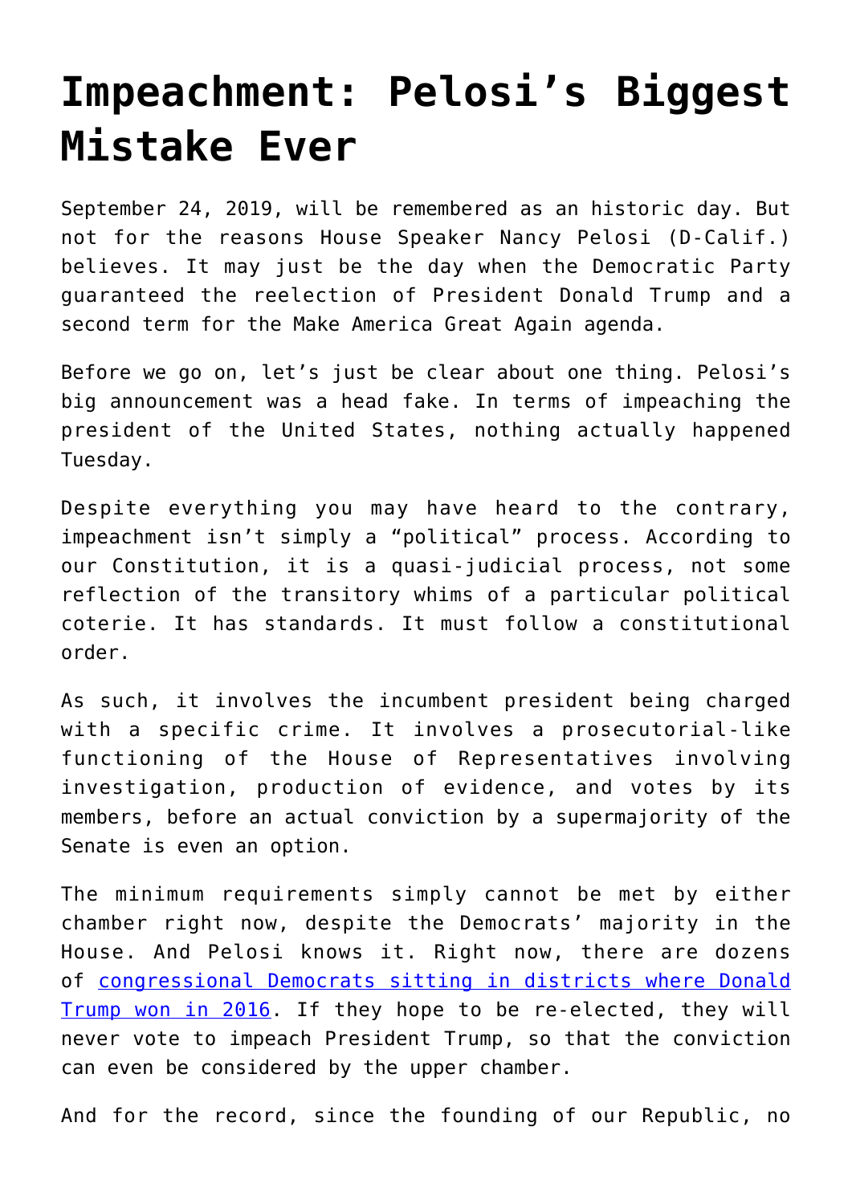# Impeachment: Pelosi's Biggest Mistake Ever

September 24, 2019, will be remembered as an historic day. But not for the reasons House Speaker Nancy Pelosi (D-Calif.) believes. It may just be the day when the Democratic Party guaranteed the reelection of President Donald Trump and a second term for the Make America Great Again agenda.

Before we go on, let's just be clear about one thing. Pelosi's big announcement was a head fake. In terms of impeaching the president of the United States, nothing actually happened Tuesday.

Despite everything you may have heard to the contrary, impeachment isn't simply a "political" process. According to our Constitution, it is a quasi-judicial process, not some reflection of the transitory whims of a particular political coterie. It has standards. It must follow a constitutional order.

As such, it involves the incumbent president being charged with a specific crime. It involves a prosecutorial-like functioning of the House of Representatives involving investigation, production of evidence, and votes by its members, before an actual conviction by a supermajority of the Senate is even an option.

The minimum requirements simply cannot be met by either chamber right now, despite the Democrats' majority in the House. And Pelosi knows it. Right now, there are dozens of congressional Democrats sitting in districts where Donald Trump won in 2016. If they hope to be re-elected, they will never vote to impeach President Trump, so that the conviction can even be considered by the upper chamber.

And for the record, since the founding of our Republic, no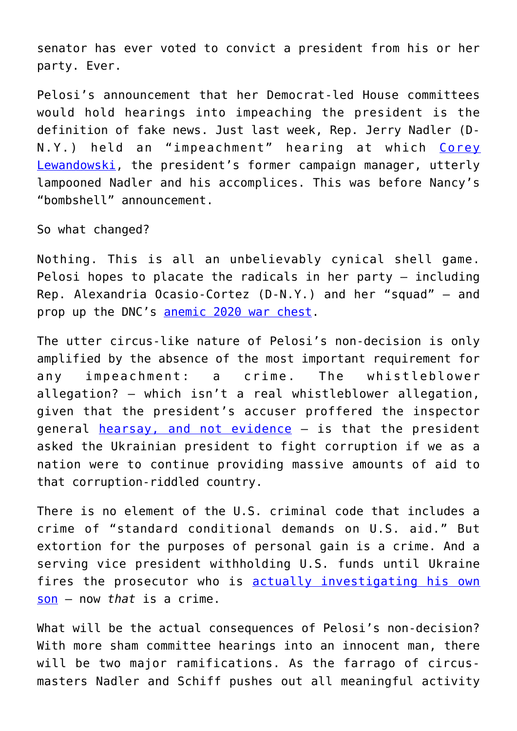senator has ever voted to convict a president from his or her party. Ever.

Pelosi's announcement that her Democrat-led House committees would hold hearings into impeaching the president is the definition of fake news. Just last week, Rep. Jerry Nadler (D-N.Y.) held an "impeachment" hearing at which Corey Lewandowski, the president's former campaign manager, utterly lampooned Nadler and his accomplices. This was before Nancy's "bombshell" announcement.

So what changed?

Nothing. This is all an unbelievably cynical shell game. Pelosi hopes to placate the radicals in her party — including Rep. Alexandria Ocasio-Cortez (D-N.Y.) and her "squad" — and prop up the DNC's anemic 2020 war chest.

The utter circus-like nature of Pelosi's non-decision is only amplified by the absence of the most important requirement for any impeachment: a crime. The whistleblower allegation? — which isn't a real whistleblower allegation, given that the president's accuser proffered the inspector general hearsay, and not evidence — is that the president asked the Ukrainian president to fight corruption if we as a nation were to continue providing massive amounts of aid to that corruption-riddled country.

There is no element of the U.S. criminal code that includes a crime of "standard conditional demands on U.S. aid." But extortion for the purposes of personal gain is a crime. And a serving vice president withholding U.S. funds until Ukraine fires the prosecutor who is actually investigating his own son — now *that* is a crime.

What will be the actual consequences of Pelosi's non-decision? With more sham committee hearings into an innocent man, there will be two major ramifications. As the farrago of circus-masters Nadler and Schiff pushes out all meaningful activity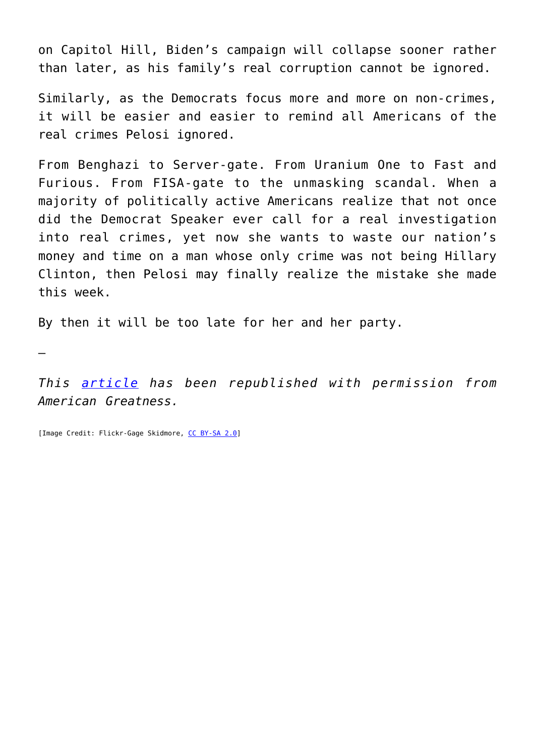on Capitol Hill, Biden's campaign will collapse sooner rather than later, as his family's real corruption cannot be ignored.

Similarly, as the Democrats focus more and more on non-crimes, it will be easier and easier to remind all Americans of the real crimes Pelosi ignored.

From Benghazi to Server-gate. From Uranium One to Fast and Furious. From FISA-gate to the unmasking scandal. When a majority of politically active Americans realize that not once did the Democrat Speaker ever call for a real investigation into real crimes, yet now she wants to waste our nation's money and time on a man whose only crime was not being Hillary Clinton, then Pelosi may finally realize the mistake she made this week.

By then it will be too late for her and her party.

—

*This article has been republished with permission from American Greatness.*

[Image Credit: Flickr-Gage Skidmore, CC BY-SA 2.0]